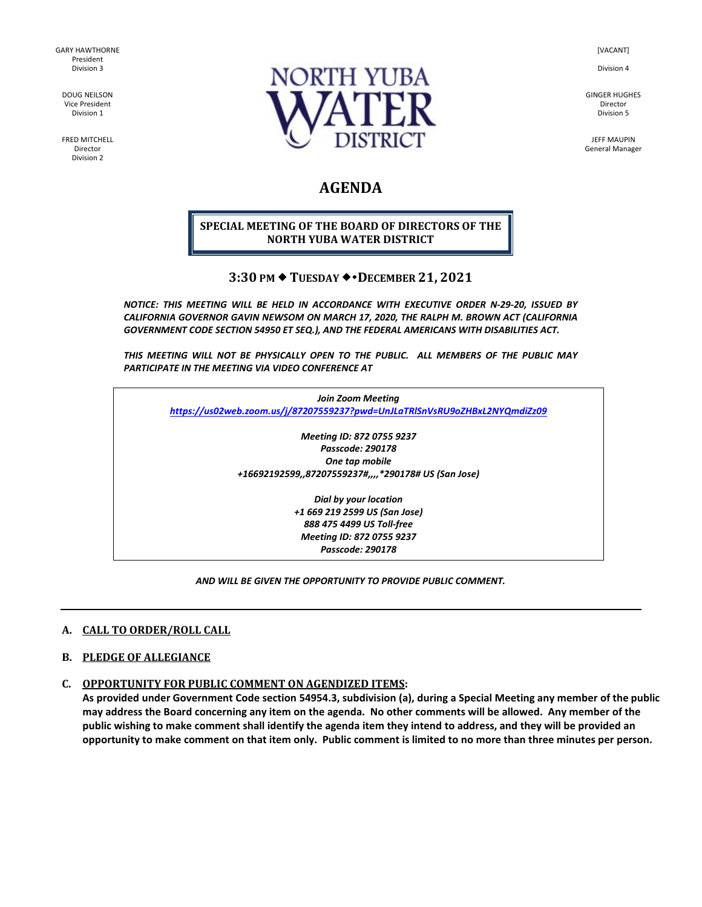GARY HAWTHORNE
President
Division 3

DOUG NEILSON
Vice President
Division 1

FRED MITCHELL
Director
Division 2

[VACANT]

Division 4

GINGER HUGHES
Director
Division 5

JEFF MAUPIN
General Manager

NORTH YUBA WATER DISTRICT

# AGENDA

## SPECIAL MEETING OF THE BOARD OF DIRECTORS OF THE NORTH YUBA WATER DISTRICT

### 3:30 PM ◆ TUESDAY ◆ DECEMBER 21, 2021

*NOTICE: THIS MEETING WILL BE HELD IN ACCORDANCE WITH EXECUTIVE ORDER N-29-20, ISSUED BY CALIFORNIA GOVERNOR GAVIN NEWSOM ON MARCH 17, 2020, THE RALPH M. BROWN ACT (CALIFORNIA GOVERNMENT CODE SECTION 54950 ET SEQ.), AND THE FEDERAL AMERICANS WITH DISABILITIES ACT.*

*THIS MEETING WILL NOT BE PHYSICALLY OPEN TO THE PUBLIC. ALL MEMBERS OF THE PUBLIC MAY PARTICIPATE IN THE MEETING VIA VIDEO CONFERENCE AT*

*Join Zoom Meeting*
*https://us02web.zoom.us/j/87207559237?pwd=UnJLaTRlSnVsRU9oZHBxL2NYQmdiZz09*

*Meeting ID: 872 0755 9237*
*Passcode: 290178*
*One tap mobile*
*+16692192599,,87207559237#,,,,*290178# US (San Jose)*

*Dial by your location*
*+1 669 219 2599 US (San Jose)*
*888 475 4499 US Toll-free*
*Meeting ID: 872 0755 9237*
*Passcode: 290178*

*AND WILL BE GIVEN THE OPPORTUNITY TO PROVIDE PUBLIC COMMENT.*

---

**A. CALL TO ORDER/ROLL CALL**

**B. PLEDGE OF ALLEGIANCE**

**C. OPPORTUNITY FOR PUBLIC COMMENT ON AGENDIZED ITEMS:**
**As provided under Government Code section 54954.3, subdivision (a), during a Special Meeting any member of the public may address the Board concerning any item on the agenda. No other comments will be allowed. Any member of the public wishing to make comment shall identify the agenda item they intend to address, and they will be provided an opportunity to make comment on that item only. Public comment is limited to no more than three minutes per person.**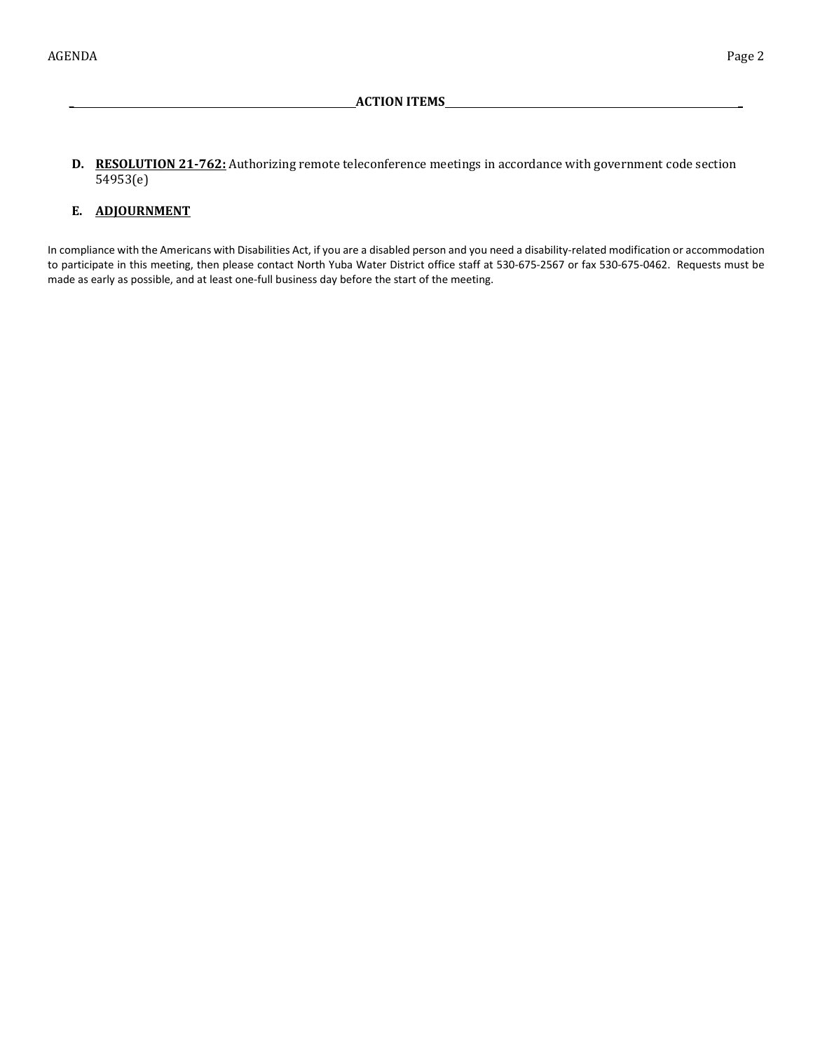## ACTION ITEMS

**D. RESOLUTION 21-762:** Authorizing remote teleconference meetings in accordance with government code section 54953(e)

**E. ADJOURNMENT**

In compliance with the Americans with Disabilities Act, if you are a disabled person and you need a disability-related modification or accommodation to participate in this meeting, then please contact North Yuba Water District office staff at 530-675-2567 or fax 530-675-0462. Requests must be made as early as possible, and at least one-full business day before the start of the meeting.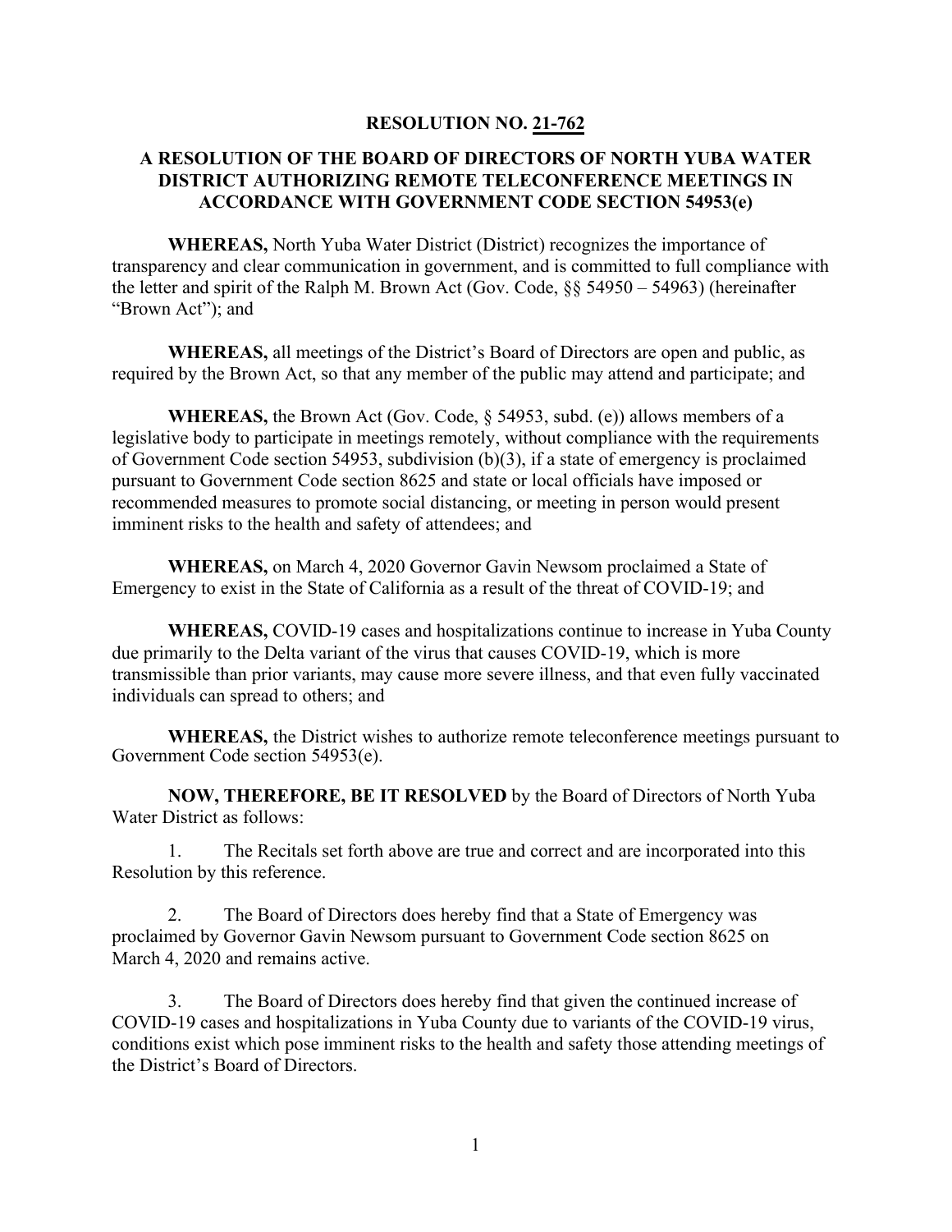**RESOLUTION NO. 21-762**

**A RESOLUTION OF THE BOARD OF DIRECTORS OF NORTH YUBA WATER DISTRICT AUTHORIZING REMOTE TELECONFERENCE MEETINGS IN ACCORDANCE WITH GOVERNMENT CODE SECTION 54953(e)**

**WHEREAS,** North Yuba Water District (District) recognizes the importance of transparency and clear communication in government, and is committed to full compliance with the letter and spirit of the Ralph M. Brown Act (Gov. Code, §§ 54950 – 54963) (hereinafter "Brown Act"); and

**WHEREAS,** all meetings of the District's Board of Directors are open and public, as required by the Brown Act, so that any member of the public may attend and participate; and

**WHEREAS,** the Brown Act (Gov. Code, § 54953, subd. (e)) allows members of a legislative body to participate in meetings remotely, without compliance with the requirements of Government Code section 54953, subdivision (b)(3), if a state of emergency is proclaimed pursuant to Government Code section 8625 and state or local officials have imposed or recommended measures to promote social distancing, or meeting in person would present imminent risks to the health and safety of attendees; and

**WHEREAS,** on March 4, 2020 Governor Gavin Newsom proclaimed a State of Emergency to exist in the State of California as a result of the threat of COVID-19; and

**WHEREAS,** COVID-19 cases and hospitalizations continue to increase in Yuba County due primarily to the Delta variant of the virus that causes COVID-19, which is more transmissible than prior variants, may cause more severe illness, and that even fully vaccinated individuals can spread to others; and

**WHEREAS,** the District wishes to authorize remote teleconference meetings pursuant to Government Code section 54953(e).

**NOW, THEREFORE, BE IT RESOLVED** by the Board of Directors of North Yuba Water District as follows:

1. The Recitals set forth above are true and correct and are incorporated into this Resolution by this reference.

2. The Board of Directors does hereby find that a State of Emergency was proclaimed by Governor Gavin Newsom pursuant to Government Code section 8625 on March 4, 2020 and remains active.

3. The Board of Directors does hereby find that given the continued increase of COVID-19 cases and hospitalizations in Yuba County due to variants of the COVID-19 virus, conditions exist which pose imminent risks to the health and safety those attending meetings of the District's Board of Directors.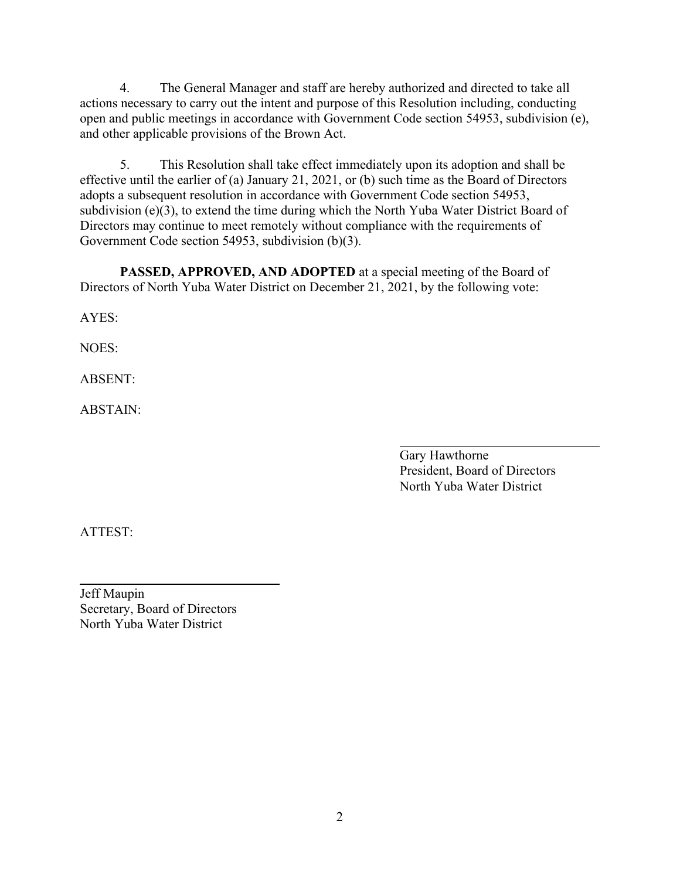4. The General Manager and staff are hereby authorized and directed to take all actions necessary to carry out the intent and purpose of this Resolution including, conducting open and public meetings in accordance with Government Code section 54953, subdivision (e), and other applicable provisions of the Brown Act.

5. This Resolution shall take effect immediately upon its adoption and shall be effective until the earlier of (a) January 21, 2021, or (b) such time as the Board of Directors adopts a subsequent resolution in accordance with Government Code section 54953, subdivision (e)(3), to extend the time during which the North Yuba Water District Board of Directors may continue to meet remotely without compliance with the requirements of Government Code section 54953, subdivision (b)(3).

**PASSED, APPROVED, AND ADOPTED** at a special meeting of the Board of Directors of North Yuba Water District on December 21, 2021, by the following vote:

AYES:

NOES:

ABSENT:

ABSTAIN:

\_\_\_\_\_\_\_\_\_\_\_\_\_\_\_\_\_\_\_\_\_\_\_\_\_\_\_\_\_\_
Gary Hawthorne
President, Board of Directors
North Yuba Water District

ATTEST:

\_\_\_\_\_\_\_\_\_\_\_\_\_\_\_\_\_\_\_\_\_\_\_\_\_\_\_\_\_\_
Jeff Maupin
Secretary, Board of Directors
North Yuba Water District